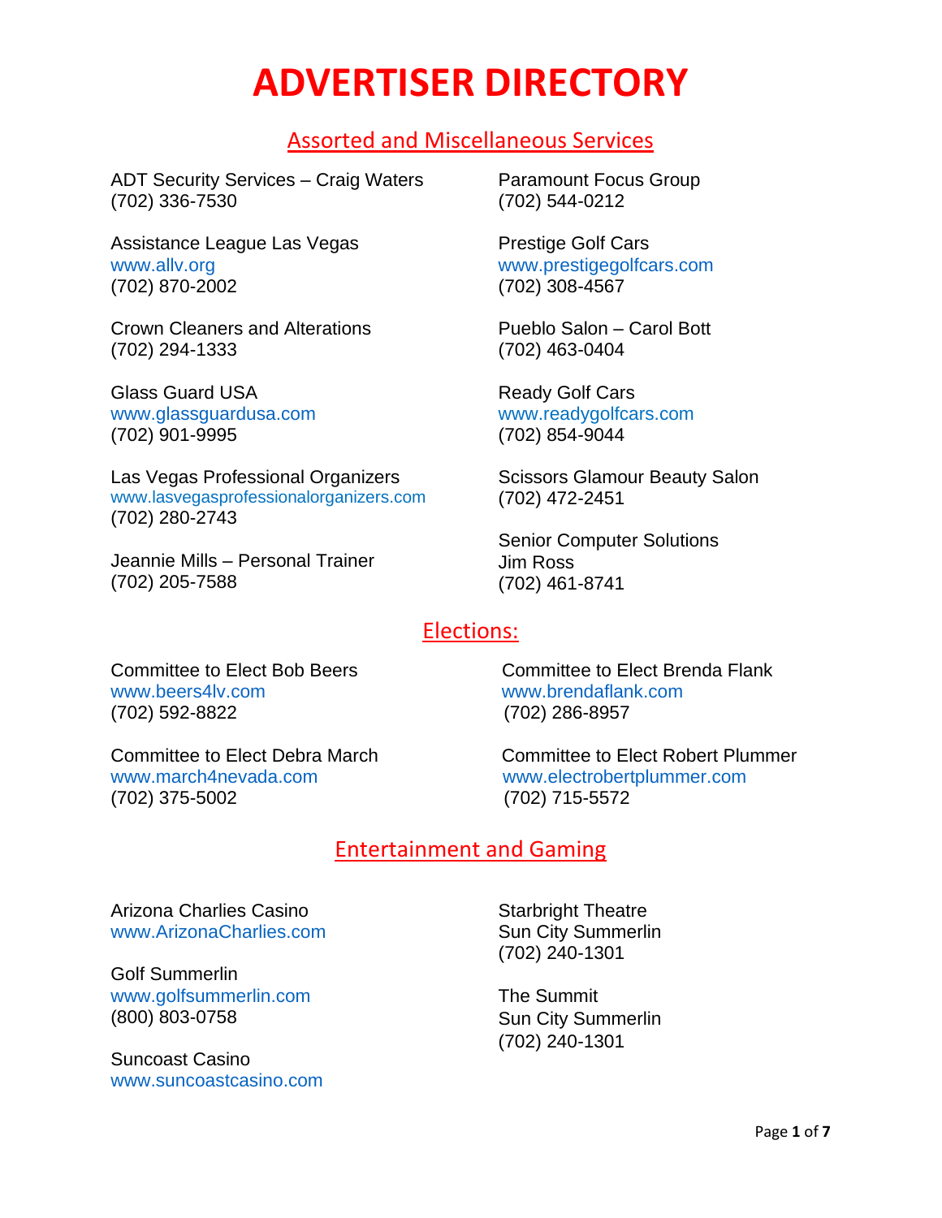# ADVERTISER DIRECTORY

## Assorted and Miscellaneous Services

ADT Security Services – Craig Waters
(702) 336-7530

Assistance League Las Vegas
www.allv.org
(702) 870-2002

Crown Cleaners and Alterations
(702) 294-1333

Glass Guard USA
www.glassguardusa.com
(702) 901-9995

Las Vegas Professional Organizers
www.lasvegasprofessionalorganizers.com
(702) 280-2743

Jeannie Mills – Personal Trainer
(702) 205-7588

Paramount Focus Group
(702) 544-0212

Prestige Golf Cars
www.prestigegolfcars.com
(702) 308-4567

Pueblo Salon – Carol Bott
(702) 463-0404

Ready Golf Cars
www.readygolfcars.com
(702) 854-9044

Scissors Glamour Beauty Salon
(702) 472-2451

Senior Computer Solutions
Jim Ross
(702) 461-8741

## Elections:

Committee to Elect Bob Beers
www.beers4lv.com
(702) 592-8822

Committee to Elect Debra March
www.march4nevada.com
(702) 375-5002

Committee to Elect Brenda Flank
www.brendaflank.com
(702) 286-8957

Committee to Elect Robert Plummer
www.electrobertplummer.com
(702) 715-5572

## Entertainment and Gaming

Arizona Charlies Casino
www.ArizonaCharlies.com

Golf Summerlin
www.golfsummerlin.com
(800) 803-0758

Suncoast Casino
www.suncoastcasino.com

Starbright Theatre
Sun City Summerlin
(702) 240-1301

The Summit
Sun City Summerlin
(702) 240-1301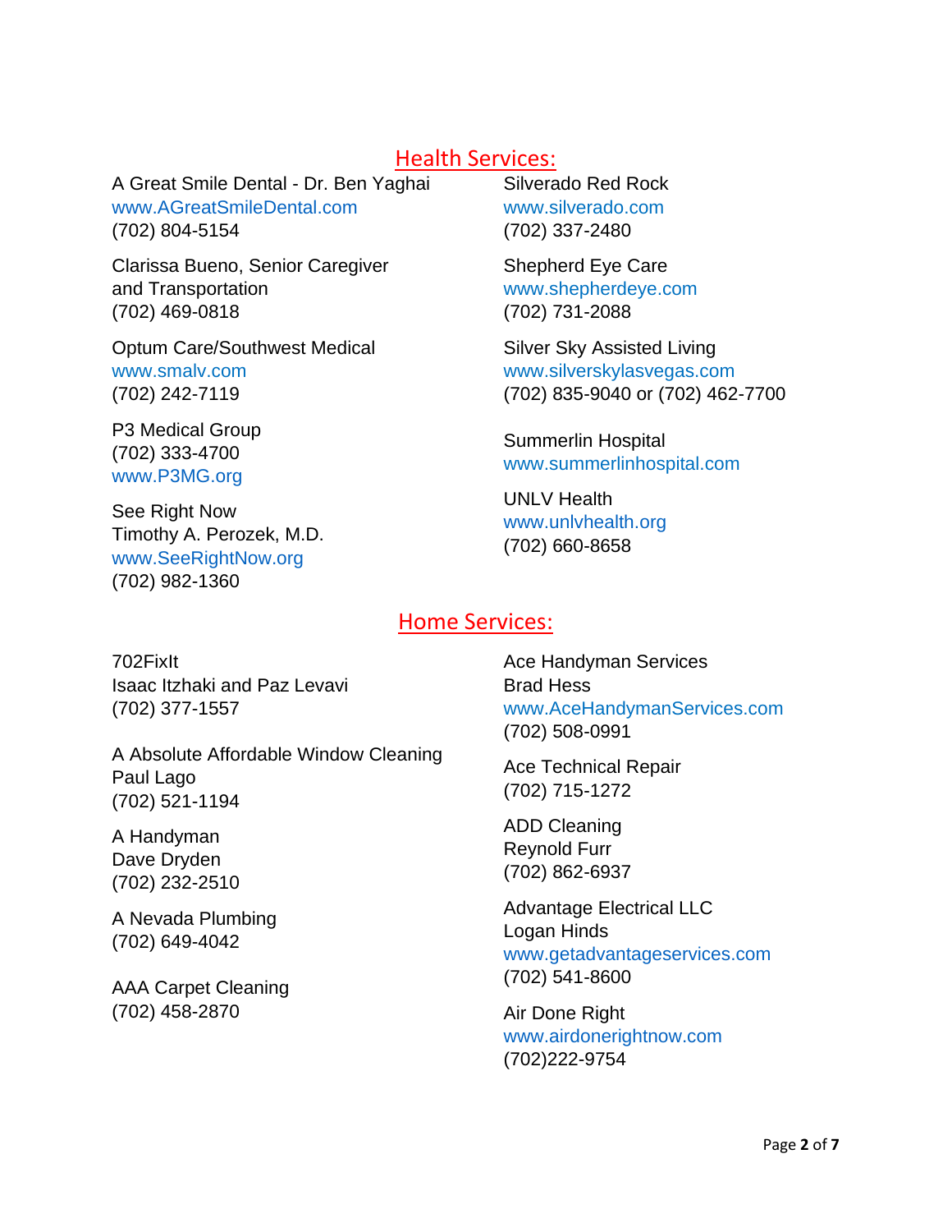## Health Services:

A Great Smile Dental - Dr. Ben Yaghai
www.AGreatSmileDental.com
(702) 804-5154

Clarissa Bueno, Senior Caregiver and Transportation
(702) 469-0818

Optum Care/Southwest Medical
www.smalv.com
(702) 242-7119

P3 Medical Group
(702) 333-4700
www.P3MG.org

See Right Now
Timothy A. Perozek, M.D.
www.SeeRightNow.org
(702) 982-1360

Silverado Red Rock
www.silverado.com
(702) 337-2480

Shepherd Eye Care
www.shepherdeye.com
(702) 731-2088

Silver Sky Assisted Living
www.silverskylasvegas.com
(702) 835-9040 or (702) 462-7700

Summerlin Hospital
www.summerlinhospital.com

UNLV Health
www.unlvhealth.org
(702) 660-8658

## Home Services:

702FixIt
Isaac Itzhaki and Paz Levavi
(702) 377-1557

A Absolute Affordable Window Cleaning
Paul Lago
(702) 521-1194

A Handyman
Dave Dryden
(702) 232-2510

A Nevada Plumbing
(702) 649-4042

AAA Carpet Cleaning
(702) 458-2870

Ace Handyman Services
Brad Hess
www.AceHandymanServices.com
(702) 508-0991

Ace Technical Repair
(702) 715-1272

ADD Cleaning
Reynold Furr
(702) 862-6937

Advantage Electrical LLC
Logan Hinds
www.getadvantageservices.com
(702) 541-8600

Air Done Right
www.airdonerightnow.com
(702)222-9754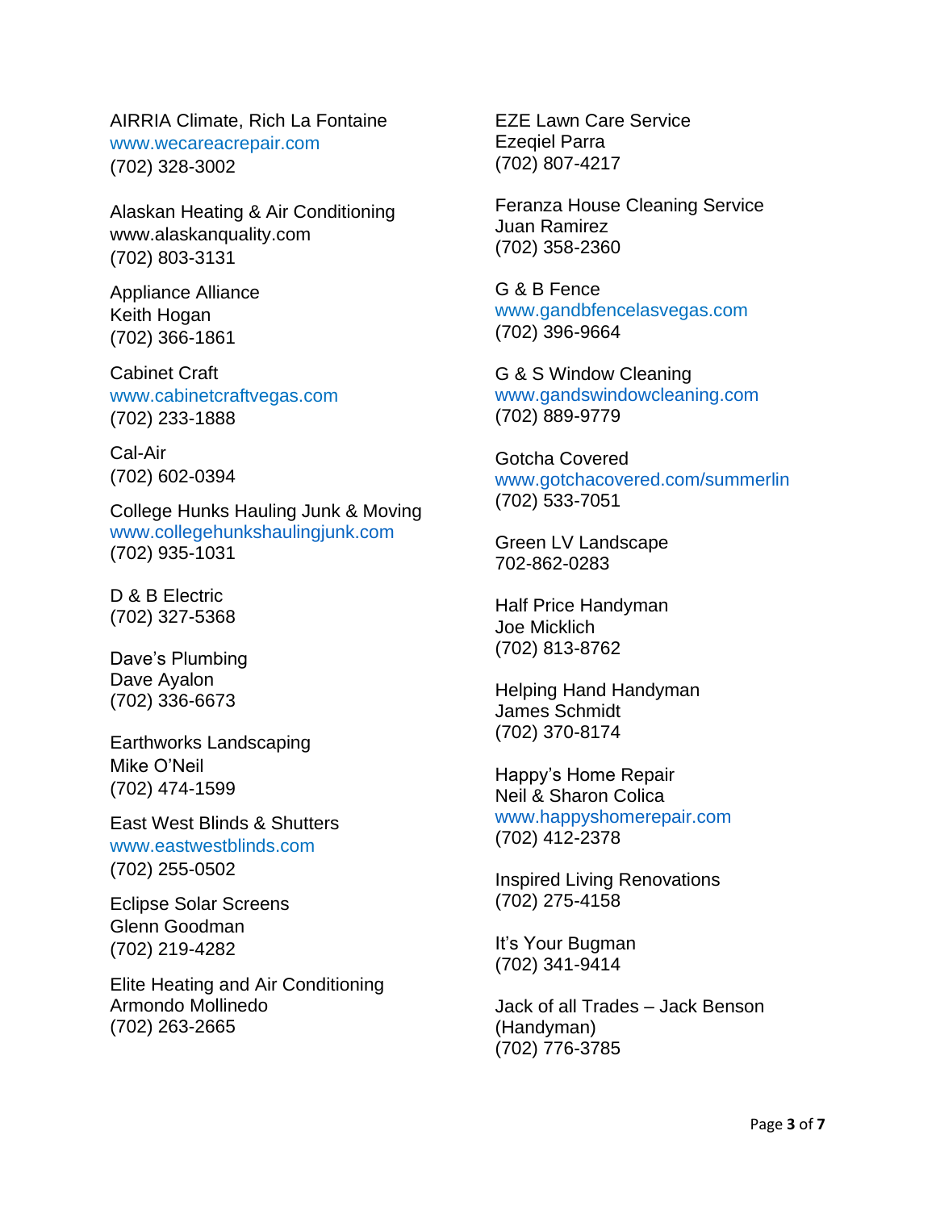AIRRIA Climate, Rich La Fontaine  
www.wecareacrepair.com  
(702) 328-3002

Alaskan Heating & Air Conditioning  
www.alaskanquality.com  
(702) 803-3131

Appliance Alliance  
Keith Hogan  
(702) 366-1861

Cabinet Craft  
www.cabinetcraftvegas.com  
(702) 233-1888

Cal-Air  
(702) 602-0394

College Hunks Hauling Junk & Moving  
www.collegehunkshaulingjunk.com  
(702) 935-1031

D & B Electric  
(702) 327-5368

Dave's Plumbing  
Dave Ayalon  
(702) 336-6673

Earthworks Landscaping  
Mike O'Neil  
(702) 474-1599

East West Blinds & Shutters  
www.eastwestblinds.com  
(702) 255-0502

Eclipse Solar Screens  
Glenn Goodman  
(702) 219-4282

Elite Heating and Air Conditioning  
Armondo Mollinedo  
(702) 263-2665

EZE Lawn Care Service  
Ezeqiel Parra  
(702) 807-4217

Feranza House Cleaning Service  
Juan Ramirez  
(702) 358-2360

G & B Fence  
www.gandbfencelasvegas.com  
(702) 396-9664

G & S Window Cleaning  
www.gandswindowcleaning.com  
(702) 889-9779

Gotcha Covered  
www.gotchacovered.com/summerlin  
(702) 533-7051

Green LV Landscape  
702-862-0283

Half Price Handyman  
Joe Micklich  
(702) 813-8762

Helping Hand Handyman  
James Schmidt  
(702) 370-8174

Happy's Home Repair  
Neil & Sharon Colica  
www.happyshomerepair.com  
(702) 412-2378

Inspired Living Renovations  
(702) 275-4158

It's Your Bugman  
(702) 341-9414

Jack of all Trades – Jack Benson  
(Handyman)  
(702) 776-3785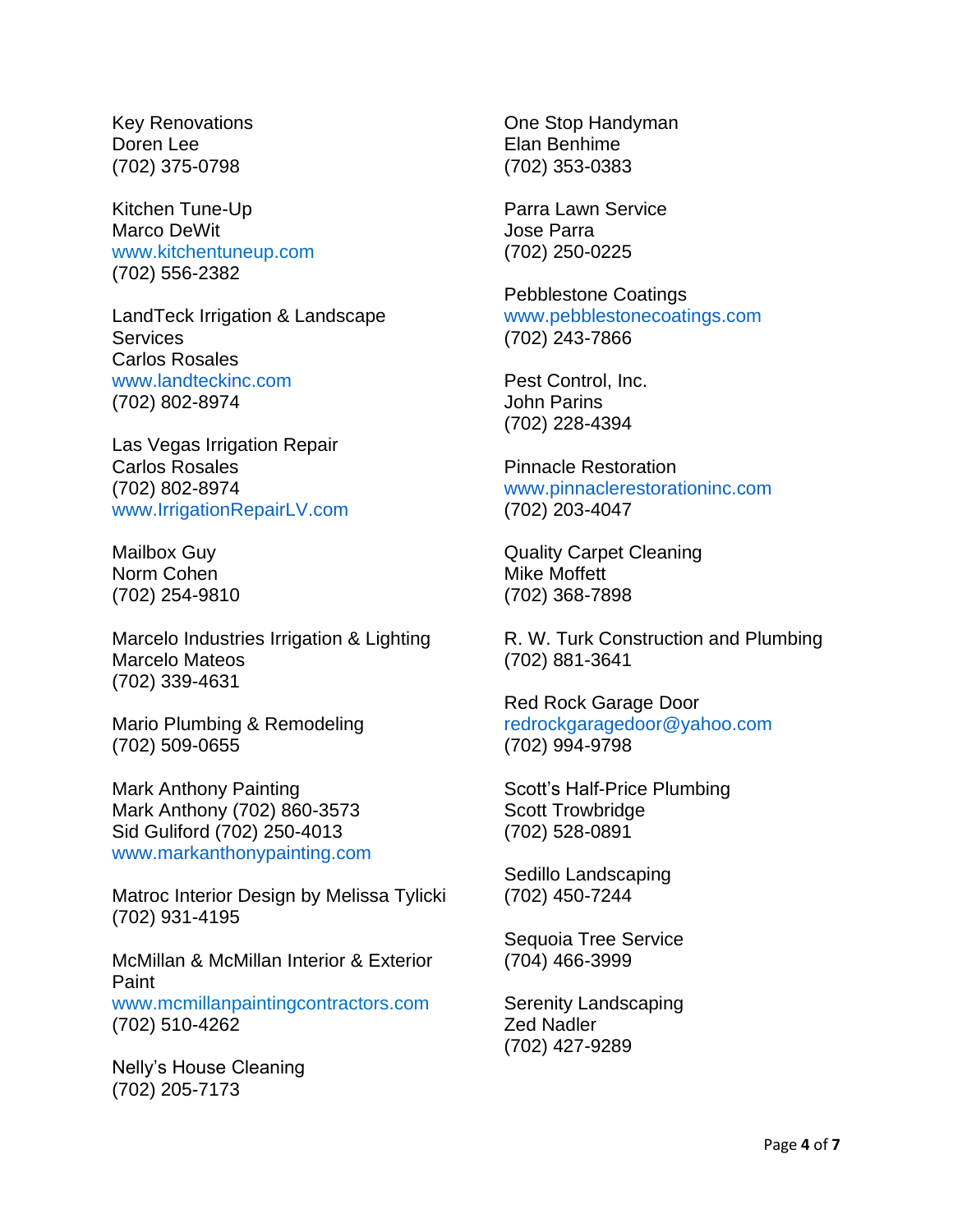Key Renovations
Doren Lee
(702) 375-0798

Kitchen Tune-Up
Marco DeWit
www.kitchentuneup.com
(702) 556-2382

LandTeck Irrigation & Landscape Services
Carlos Rosales
www.landteckinc.com
(702) 802-8974

Las Vegas Irrigation Repair
Carlos Rosales
(702) 802-8974
www.IrrigationRepairLV.com

Mailbox Guy
Norm Cohen
(702) 254-9810

Marcelo Industries Irrigation & Lighting
Marcelo Mateos
(702) 339-4631

Mario Plumbing & Remodeling
(702) 509-0655

Mark Anthony Painting
Mark Anthony (702) 860-3573
Sid Guliford (702) 250-4013
www.markanthonypainting.com

Matroc Interior Design by Melissa Tylicki
(702) 931-4195

McMillan & McMillan Interior & Exterior Paint
www.mcmillanpaintingcontractors.com
(702) 510-4262

Nelly's House Cleaning
(702) 205-7173

One Stop Handyman
Elan Benhime
(702) 353-0383

Parra Lawn Service
Jose Parra
(702) 250-0225

Pebblestone Coatings
www.pebblestonecoatings.com
(702) 243-7866

Pest Control, Inc.
John Parins
(702) 228-4394

Pinnacle Restoration
www.pinnaclerestorationinc.com
(702) 203-4047

Quality Carpet Cleaning
Mike Moffett
(702) 368-7898

R. W. Turk Construction and Plumbing
(702) 881-3641

Red Rock Garage Door
redrockgaragedoor@yahoo.com
(702) 994-9798

Scott's Half-Price Plumbing
Scott Trowbridge
(702) 528-0891

Sedillo Landscaping
(702) 450-7244

Sequoia Tree Service
(704) 466-3999

Serenity Landscaping
Zed Nadler
(702) 427-9289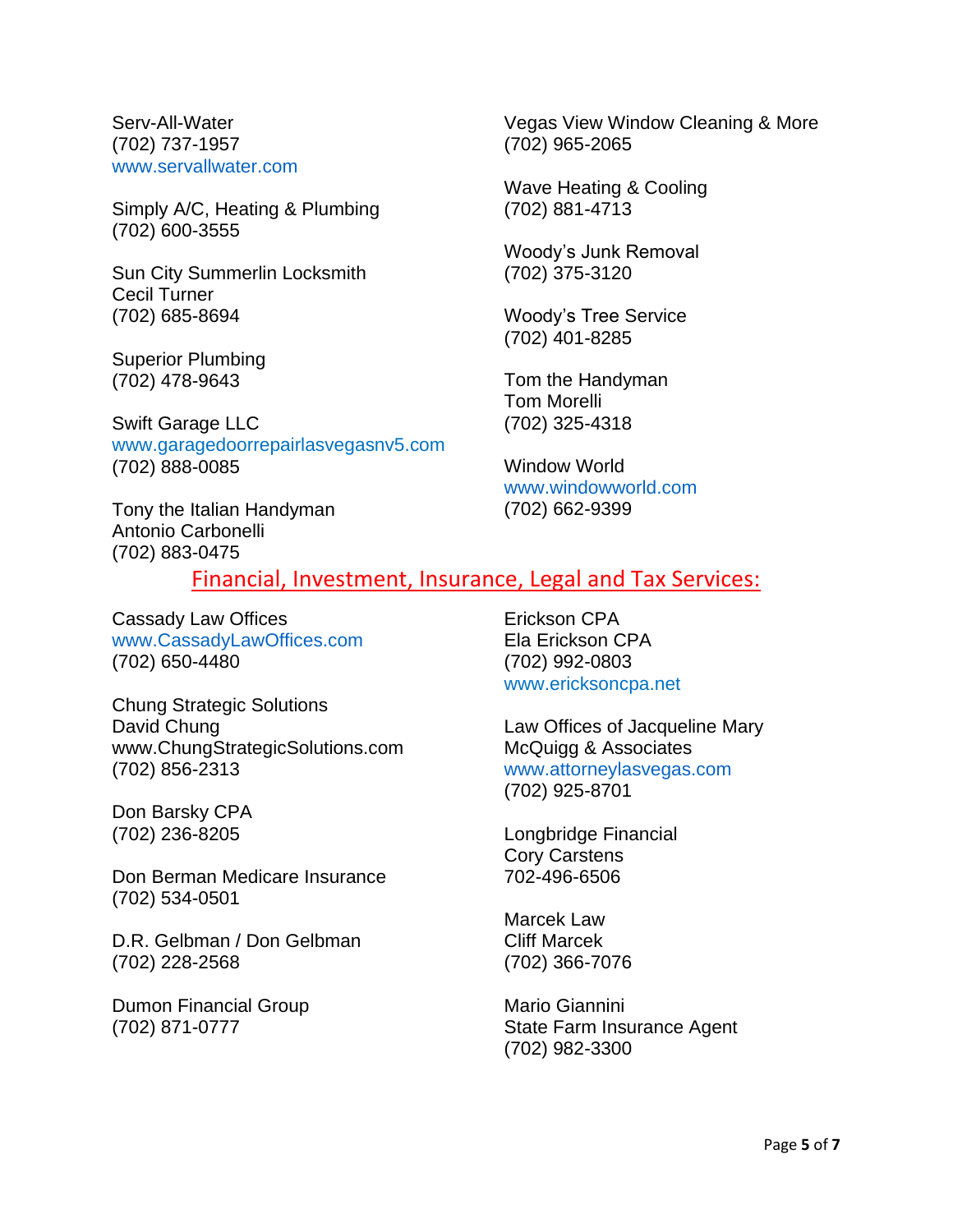Serv-All-Water
(702) 737-1957
www.servallwater.com

Simply A/C, Heating & Plumbing
(702) 600-3555

Sun City Summerlin Locksmith
Cecil Turner
(702) 685-8694

Superior Plumbing
(702) 478-9643

Swift Garage LLC
www.garagedoorrepairlasvegasnv5.com
(702) 888-0085

Tony the Italian Handyman
Antonio Carbonelli
(702) 883-0475

Vegas View Window Cleaning & More
(702) 965-2065

Wave Heating & Cooling
(702) 881-4713

Woody's Junk Removal
(702) 375-3120

Woody's Tree Service
(702) 401-8285

Tom the Handyman
Tom Morelli
(702) 325-4318

Window World
www.windowworld.com
(702) 662-9399

## Financial, Investment, Insurance, Legal and Tax Services:

Cassady Law Offices
www.CassadyLawOffices.com
(702) 650-4480

Chung Strategic Solutions
David Chung
www.ChungStrategicSolutions.com
(702) 856-2313

Don Barsky CPA
(702) 236-8205

Don Berman Medicare Insurance
(702) 534-0501

D.R. Gelbman / Don Gelbman
(702) 228-2568

Dumon Financial Group
(702) 871-0777

Erickson CPA
Ela Erickson CPA
(702) 992-0803
www.ericksoncpa.net

Law Offices of Jacqueline Mary
McQuigg & Associates
www.attorneylasvegas.com
(702) 925-8701

Longbridge Financial
Cory Carstens
702-496-6506

Marcek Law
Cliff Marcek
(702) 366-7076

Mario Giannini
State Farm Insurance Agent
(702) 982-3300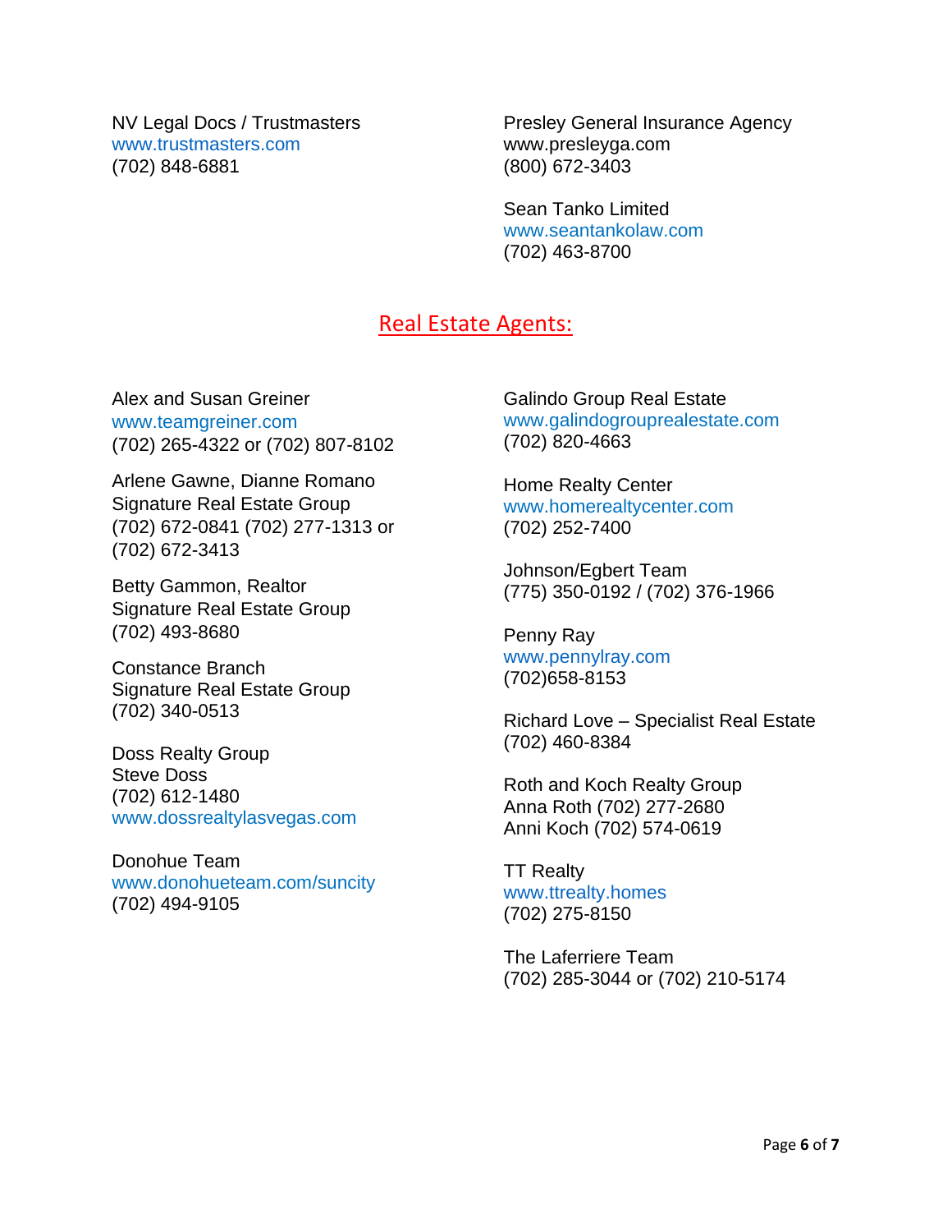NV Legal Docs / Trustmasters
www.trustmasters.com
(702) 848-6881

Presley General Insurance Agency
www.presleyga.com
(800) 672-3403

Sean Tanko Limited
www.seantankolaw.com
(702) 463-8700

## Real Estate Agents:

Alex and Susan Greiner
www.teamgreiner.com
(702) 265-4322 or (702) 807-8102

Arlene Gawne, Dianne Romano
Signature Real Estate Group
(702) 672-0841 (702) 277-1313 or
(702) 672-3413

Betty Gammon, Realtor
Signature Real Estate Group
(702) 493-8680

Constance Branch
Signature Real Estate Group
(702) 340-0513

Doss Realty Group
Steve Doss
(702) 612-1480
www.dossrealtylasvegas.com

Donohue Team
www.donohueteam.com/suncity
(702) 494-9105

Galindo Group Real Estate
www.galindogrouprealestate.com
(702) 820-4663

Home Realty Center
www.homerealtycenter.com
(702) 252-7400

Johnson/Egbert Team
(775) 350-0192 / (702) 376-1966

Penny Ray
www.pennylray.com
(702)658-8153

Richard Love – Specialist Real Estate
(702) 460-8384

Roth and Koch Realty Group
Anna Roth (702) 277-2680
Anni Koch (702) 574-0619

TT Realty
www.ttrealty.homes
(702) 275-8150

The Laferriere Team
(702) 285-3044 or (702) 210-5174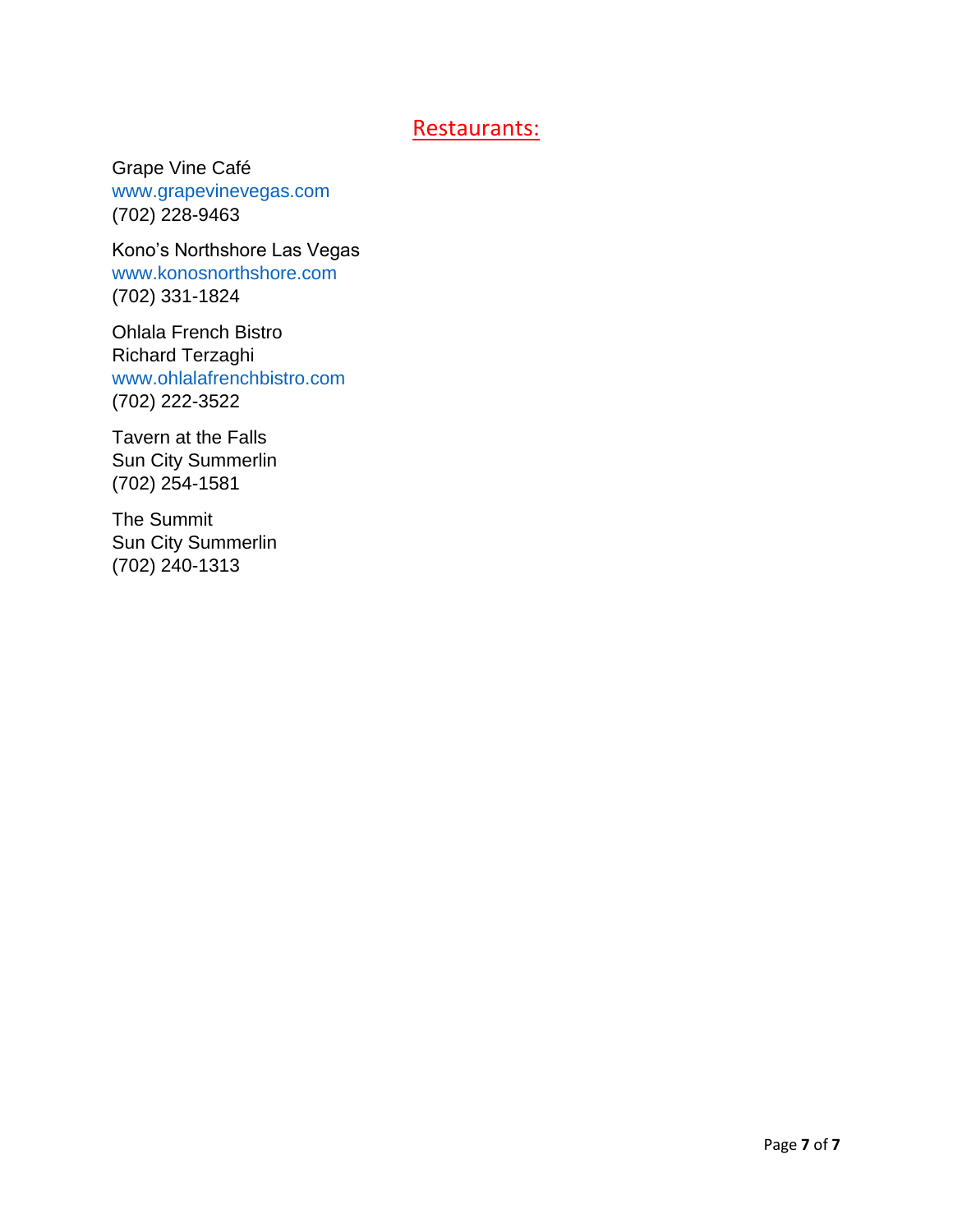## Restaurants:

Grape Vine Café
www.grapevinevegas.com
(702) 228-9463

Kono's Northshore Las Vegas
www.konosnorthshore.com
(702) 331-1824

Ohlala French Bistro
Richard Terzaghi
www.ohlalafrenchbistro.com
(702) 222-3522

Tavern at the Falls
Sun City Summerlin
(702) 254-1581

The Summit
Sun City Summerlin
(702) 240-1313